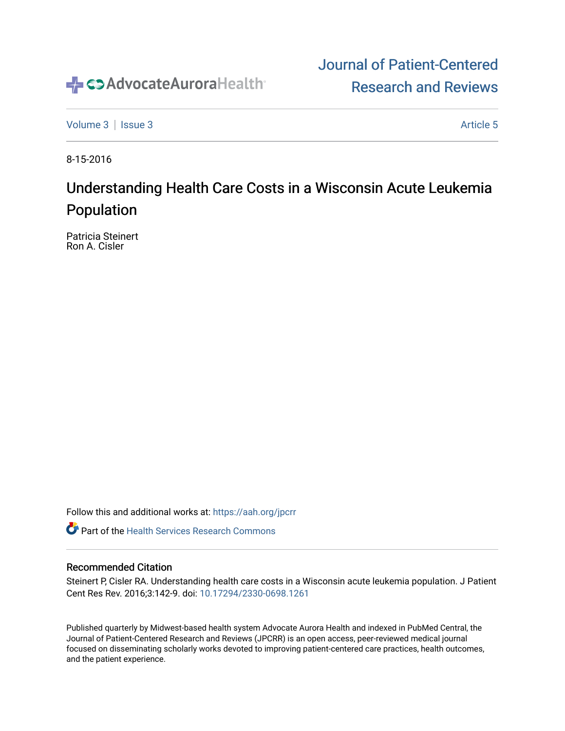Journal of Patient-Centered Research and Reviews

Volume 3 | Issue 3 | Article 5

8-15-2016

# Understanding Health Care Costs in a Wisconsin Acute Leukemia Population

Patricia Steinert
Ron A. Cisler

Follow this and additional works at: https://aah.org/jpcrr

Part of the Health Services Research Commons

## Recommended Citation

Steinert P, Cisler RA. Understanding health care costs in a Wisconsin acute leukemia population. J Patient Cent Res Rev. 2016;3:142-9. doi: 10.17294/2330-0698.1261

Published quarterly by Midwest-based health system Advocate Aurora Health and indexed in PubMed Central, the Journal of Patient-Centered Research and Reviews (JPCRR) is an open access, peer-reviewed medical journal focused on disseminating scholarly works devoted to improving patient-centered care practices, health outcomes, and the patient experience.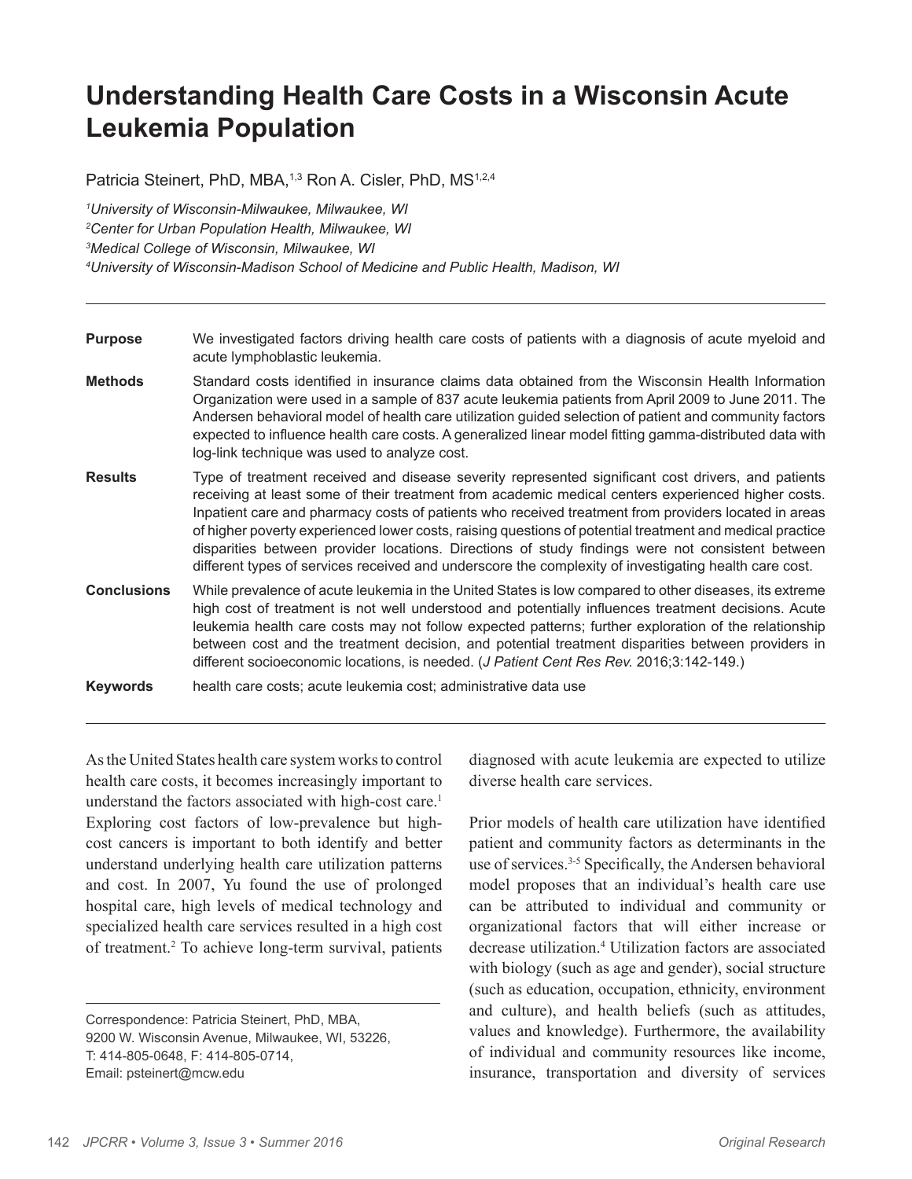# Understanding Health Care Costs in a Wisconsin Acute Leukemia Population

Patricia Steinert, PhD, MBA,[1,3] Ron A. Cisler, PhD, MS[1,2,4]

[1]*University of Wisconsin-Milwaukee, Milwaukee, WI*
[2]*Center for Urban Population Health, Milwaukee, WI*
[3]*Medical College of Wisconsin, Milwaukee, WI*
[4]*University of Wisconsin-Madison School of Medicine and Public Health, Madison, WI*

---

**Purpose** We investigated factors driving health care costs of patients with a diagnosis of acute myeloid and acute lymphoblastic leukemia.

**Methods** Standard costs identified in insurance claims data obtained from the Wisconsin Health Information Organization were used in a sample of 837 acute leukemia patients from April 2009 to June 2011. The Andersen behavioral model of health care utilization guided selection of patient and community factors expected to influence health care costs. A generalized linear model fitting gamma-distributed data with log-link technique was used to analyze cost.

**Results** Type of treatment received and disease severity represented significant cost drivers, and patients receiving at least some of their treatment from academic medical centers experienced higher costs. Inpatient care and pharmacy costs of patients who received treatment from providers located in areas of higher poverty experienced lower costs, raising questions of potential treatment and medical practice disparities between provider locations. Directions of study findings were not consistent between different types of services received and underscore the complexity of investigating health care cost.

**Conclusions** While prevalence of acute leukemia in the United States is low compared to other diseases, its extreme high cost of treatment is not well understood and potentially influences treatment decisions. Acute leukemia health care costs may not follow expected patterns; further exploration of the relationship between cost and the treatment decision, and potential treatment disparities between providers in different socioeconomic locations, is needed. (*J Patient Cent Res Rev.* 2016;3:142-149.)

**Keywords** health care costs; acute leukemia cost; administrative data use

---

As the United States health care system works to control health care costs, it becomes increasingly important to understand the factors associated with high-cost care.[1] Exploring cost factors of low-prevalence but high-cost cancers is important to both identify and better understand underlying health care utilization patterns and cost. In 2007, Yu found the use of prolonged hospital care, high levels of medical technology and specialized health care services resulted in a high cost of treatment.[2] To achieve long-term survival, patients diagnosed with acute leukemia are expected to utilize diverse health care services.

Prior models of health care utilization have identified patient and community factors as determinants in the use of services.[3-5] Specifically, the Andersen behavioral model proposes that an individual's health care use can be attributed to individual and community or organizational factors that will either increase or decrease utilization.[4] Utilization factors are associated with biology (such as age and gender), social structure (such as education, occupation, ethnicity, environment and culture), and health beliefs (such as attitudes, values and knowledge). Furthermore, the availability of individual and community resources like income, insurance, transportation and diversity of services

Correspondence: Patricia Steinert, PhD, MBA,
9200 W. Wisconsin Avenue, Milwaukee, WI, 53226,
T: 414-805-0648, F: 414-805-0714,
Email: psteinert@mcw.edu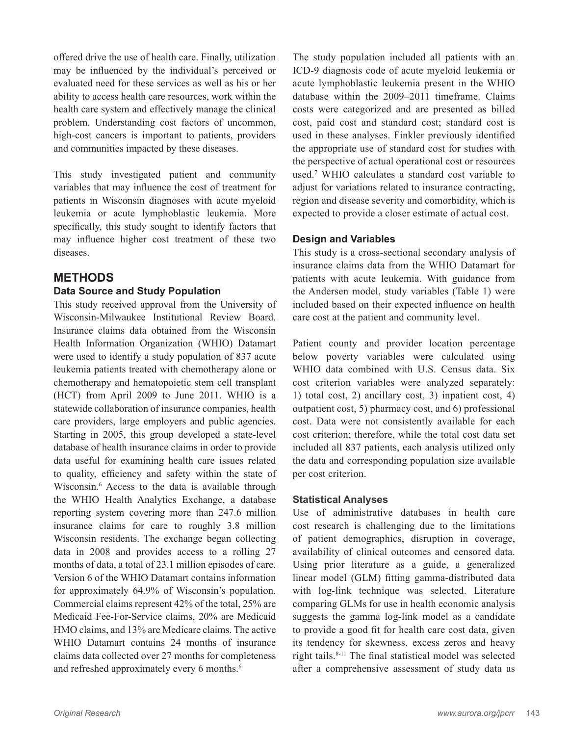offered drive the use of health care. Finally, utilization may be influenced by the individual's perceived or evaluated need for these services as well as his or her ability to access health care resources, work within the health care system and effectively manage the clinical problem. Understanding cost factors of uncommon, high-cost cancers is important to patients, providers and communities impacted by these diseases.

This study investigated patient and community variables that may influence the cost of treatment for patients in Wisconsin diagnoses with acute myeloid leukemia or acute lymphoblastic leukemia. More specifically, this study sought to identify factors that may influence higher cost treatment of these two diseases.

## METHODS

### Data Source and Study Population

This study received approval from the University of Wisconsin-Milwaukee Institutional Review Board. Insurance claims data obtained from the Wisconsin Health Information Organization (WHIO) Datamart were used to identify a study population of 837 acute leukemia patients treated with chemotherapy alone or chemotherapy and hematopoietic stem cell transplant (HCT) from April 2009 to June 2011. WHIO is a statewide collaboration of insurance companies, health care providers, large employers and public agencies. Starting in 2005, this group developed a state-level database of health insurance claims in order to provide data useful for examining health care issues related to quality, efficiency and safety within the state of Wisconsin.[6] Access to the data is available through the WHIO Health Analytics Exchange, a database reporting system covering more than 247.6 million insurance claims for care to roughly 3.8 million Wisconsin residents. The exchange began collecting data in 2008 and provides access to a rolling 27 months of data, a total of 23.1 million episodes of care. Version 6 of the WHIO Datamart contains information for approximately 64.9% of Wisconsin's population. Commercial claims represent 42% of the total, 25% are Medicaid Fee-For-Service claims, 20% are Medicaid HMO claims, and 13% are Medicare claims. The active WHIO Datamart contains 24 months of insurance claims data collected over 27 months for completeness and refreshed approximately every 6 months.[6]

The study population included all patients with an ICD-9 diagnosis code of acute myeloid leukemia or acute lymphoblastic leukemia present in the WHIO database within the 2009–2011 timeframe. Claims costs were categorized and are presented as billed cost, paid cost and standard cost; standard cost is used in these analyses. Finkler previously identified the appropriate use of standard cost for studies with the perspective of actual operational cost or resources used.[7] WHIO calculates a standard cost variable to adjust for variations related to insurance contracting, region and disease severity and comorbidity, which is expected to provide a closer estimate of actual cost.

### Design and Variables

This study is a cross-sectional secondary analysis of insurance claims data from the WHIO Datamart for patients with acute leukemia. With guidance from the Andersen model, study variables (Table 1) were included based on their expected influence on health care cost at the patient and community level.

Patient county and provider location percentage below poverty variables were calculated using WHIO data combined with U.S. Census data. Six cost criterion variables were analyzed separately: 1) total cost, 2) ancillary cost, 3) inpatient cost, 4) outpatient cost, 5) pharmacy cost, and 6) professional cost. Data were not consistently available for each cost criterion; therefore, while the total cost data set included all 837 patients, each analysis utilized only the data and corresponding population size available per cost criterion.

### Statistical Analyses

Use of administrative databases in health care cost research is challenging due to the limitations of patient demographics, disruption in coverage, availability of clinical outcomes and censored data. Using prior literature as a guide, a generalized linear model (GLM) fitting gamma-distributed data with log-link technique was selected. Literature comparing GLMs for use in health economic analysis suggests the gamma log-link model as a candidate to provide a good fit for health care cost data, given its tendency for skewness, excess zeros and heavy right tails.[8-11] The final statistical model was selected after a comprehensive assessment of study data as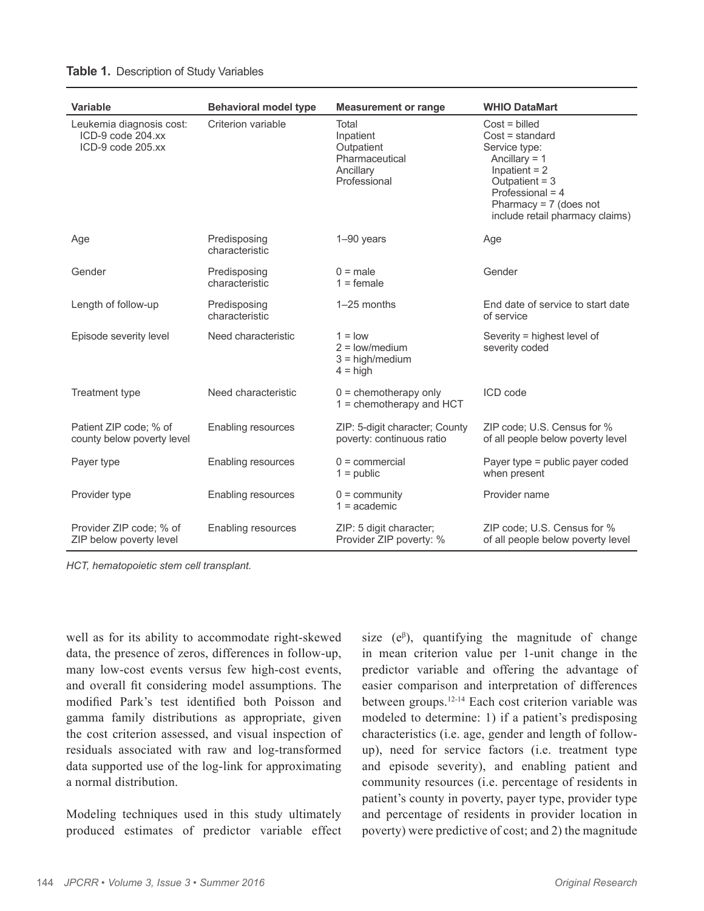**Table 1.** Description of Study Variables

| Variable | Behavioral model type | Measurement or range | WHIO DataMart |
|---|---|---|---|
| Leukemia diagnosis cost: ICD-9 code 204.xx ICD-9 code 205.xx | Criterion variable | Total<br>Inpatient<br>Outpatient<br>Pharmaceutical<br>Ancillary<br>Professional | Cost = billed<br>Cost = standard<br>Service type:<br>Ancillary = 1<br>Inpatient = 2<br>Outpatient = 3<br>Professional = 4<br>Pharmacy = 7 (does not include retail pharmacy claims) |
| Age | Predisposing characteristic | 1–90 years | Age |
| Gender | Predisposing characteristic | 0 = male<br>1 = female | Gender |
| Length of follow-up | Predisposing characteristic | 1–25 months | End date of service to start date of service |
| Episode severity level | Need characteristic | 1 = low<br>2 = low/medium<br>3 = high/medium<br>4 = high | Severity = highest level of severity coded |
| Treatment type | Need characteristic | 0 = chemotherapy only<br>1 = chemotherapy and HCT | ICD code |
| Patient ZIP code; % of county below poverty level | Enabling resources | ZIP: 5-digit character; County poverty: continuous ratio | ZIP code; U.S. Census for % of all people below poverty level |
| Payer type | Enabling resources | 0 = commercial<br>1 = public | Payer type = public payer coded when present |
| Provider type | Enabling resources | 0 = community<br>1 = academic | Provider name |
| Provider ZIP code; % of ZIP below poverty level | Enabling resources | ZIP: 5 digit character; Provider ZIP poverty: % | ZIP code; U.S. Census for % of all people below poverty level |

*HCT, hematopoietic stem cell transplant.*

well as for its ability to accommodate right-skewed data, the presence of zeros, differences in follow-up, many low-cost events versus few high-cost events, and overall fit considering model assumptions. The modified Park's test identified both Poisson and gamma family distributions as appropriate, given the cost criterion assessed, and visual inspection of residuals associated with raw and log-transformed data supported use of the log-link for approximating a normal distribution.

Modeling techniques used in this study ultimately produced estimates of predictor variable effect size ($e^{\beta}$), quantifying the magnitude of change in mean criterion value per 1-unit change in the predictor variable and offering the advantage of easier comparison and interpretation of differences between groups.[12-14] Each cost criterion variable was modeled to determine: 1) if a patient's predisposing characteristics (i.e. age, gender and length of follow-up), need for service factors (i.e. treatment type and episode severity), and enabling patient and community resources (i.e. percentage of residents in patient's county in poverty, payer type, provider type and percentage of residents in provider location in poverty) were predictive of cost; and 2) the magnitude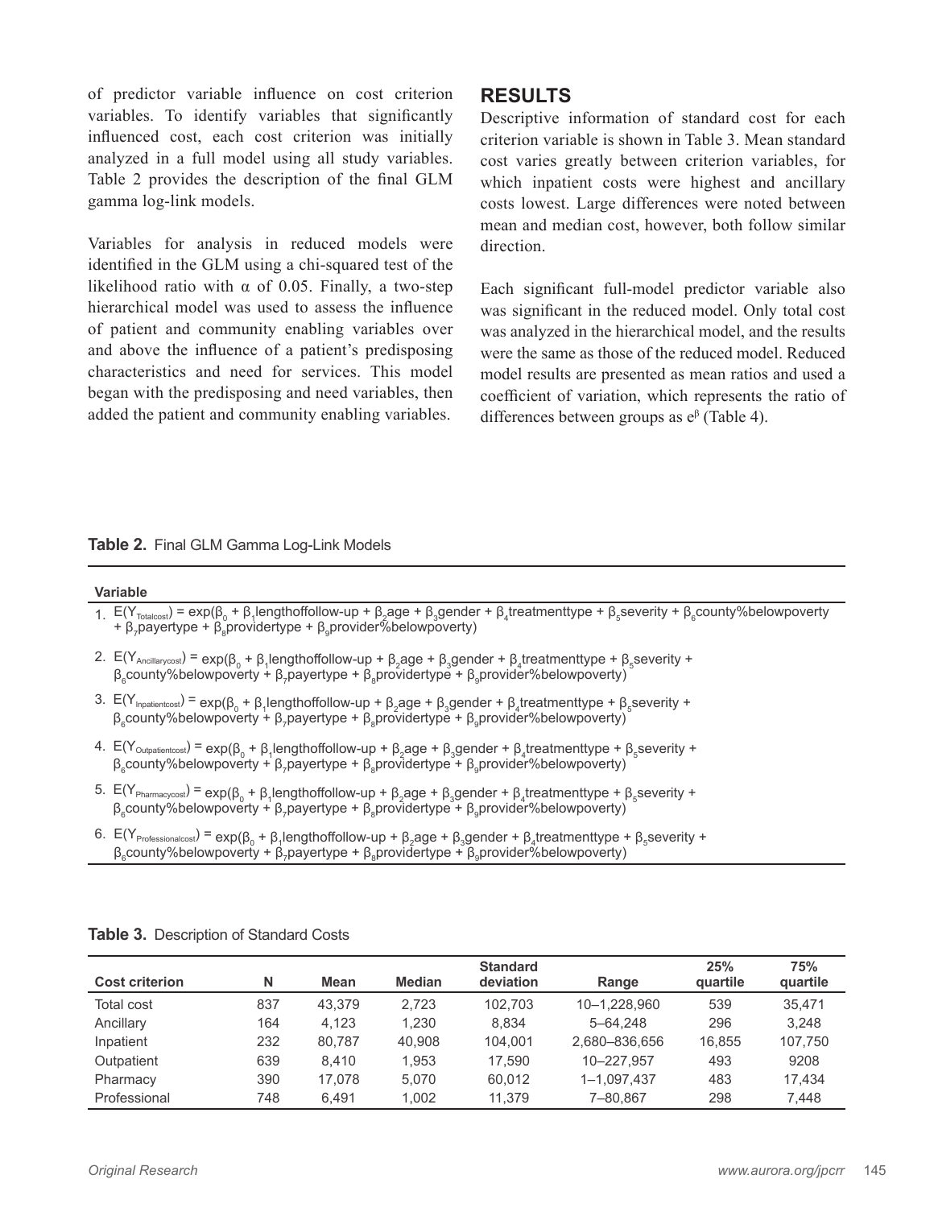of predictor variable influence on cost criterion variables. To identify variables that significantly influenced cost, each cost criterion was initially analyzed in a full model using all study variables. Table 2 provides the description of the final GLM gamma log-link models.

Variables for analysis in reduced models were identified in the GLM using a chi-squared test of the likelihood ratio with $\alpha$ of 0.05. Finally, a two-step hierarchical model was used to assess the influence of patient and community enabling variables over and above the influence of a patient's predisposing characteristics and need for services. This model began with the predisposing and need variables, then added the patient and community enabling variables.

## RESULTS

Descriptive information of standard cost for each criterion variable is shown in Table 3. Mean standard cost varies greatly between criterion variables, for which inpatient costs were highest and ancillary costs lowest. Large differences were noted between mean and median cost, however, both follow similar direction.

Each significant full-model predictor variable also was significant in the reduced model. Only total cost was analyzed in the hierarchical model, and the results were the same as those of the reduced model. Reduced model results are presented as mean ratios and used a coefficient of variation, which represents the ratio of differences between groups as $e^{\beta}$ (Table 4).

**Table 2.** Final GLM Gamma Log-Link Models

| Variable |
|---|
| 1. $E(Y_{Totalcost}) = \exp(\beta_0 + \beta_1 \text{lengthoffollow-up} + \beta_2 \text{age} + \beta_3 \text{gender} + \beta_4 \text{treatmenttype} + \beta_5 \text{severity} + \beta_6 \text{county\%belowpoverty} + \beta_7 \text{payertype} + \beta_8 \text{providertype} + \beta_9 \text{provider\%belowpoverty})$ |
| 2. $E(Y_{Ancillarycost}) = \exp(\beta_0 + \beta_1 \text{lengthoffollow-up} + \beta_2 \text{age} + \beta_3 \text{gender} + \beta_4 \text{treatmenttype} + \beta_5 \text{severity} + \beta_6 \text{county\%belowpoverty} + \beta_7 \text{payertype} + \beta_8 \text{providertype} + \beta_9 \text{provider\%belowpoverty})$ |
| 3. $E(Y_{Inpatientcost}) = \exp(\beta_0 + \beta_1 \text{lengthoffollow-up} + \beta_2 \text{age} + \beta_3 \text{gender} + \beta_4 \text{treatmenttype} + \beta_5 \text{severity} + \beta_6 \text{county\%belowpoverty} + \beta_7 \text{payertype} + \beta_8 \text{providertype} + \beta_9 \text{provider\%belowpoverty})$ |
| 4. $E(Y_{Outpatientcost}) = \exp(\beta_0 + \beta_1 \text{lengthoffollow-up} + \beta_2 \text{age} + \beta_3 \text{gender} + \beta_4 \text{treatmenttype} + \beta_5 \text{severity} + \beta_6 \text{county\%belowpoverty} + \beta_7 \text{payertype} + \beta_8 \text{providertype} + \beta_9 \text{provider\%belowpoverty})$ |
| 5. $E(Y_{Pharmacycost}) = \exp(\beta_0 + \beta_1 \text{lengthoffollow-up} + \beta_2 \text{age} + \beta_3 \text{gender} + \beta_4 \text{treatmenttype} + \beta_5 \text{severity} + \beta_6 \text{county\%belowpoverty} + \beta_7 \text{payertype} + \beta_8 \text{providertype} + \beta_9 \text{provider\%belowpoverty})$ |
| 6. $E(Y_{Professionalcost}) = \exp(\beta_0 + \beta_1 \text{lengthoffollow-up} + \beta_2 \text{age} + \beta_3 \text{gender} + \beta_4 \text{treatmenttype} + \beta_5 \text{severity} + \beta_6 \text{county\%belowpoverty} + \beta_7 \text{payertype} + \beta_8 \text{providertype} + \beta_9 \text{provider\%belowpoverty})$ |

**Table 3.** Description of Standard Costs

| Cost criterion | N | Mean | Median | Standard deviation | Range | 25% quartile | 75% quartile |
|---|---|---|---|---|---|---|---|
| Total cost | 837 | 43,379 | 2,723 | 102,703 | 10–1,228,960 | 539 | 35,471 |
| Ancillary | 164 | 4,123 | 1,230 | 8,834 | 5–64,248 | 296 | 3,248 |
| Inpatient | 232 | 80,787 | 40,908 | 104,001 | 2,680–836,656 | 16,855 | 107,750 |
| Outpatient | 639 | 8,410 | 1,953 | 17,590 | 10–227,957 | 493 | 9208 |
| Pharmacy | 390 | 17,078 | 5,070 | 60,012 | 1–1,097,437 | 483 | 17,434 |
| Professional | 748 | 6,491 | 1,002 | 11,379 | 7–80,867 | 298 | 7,448 |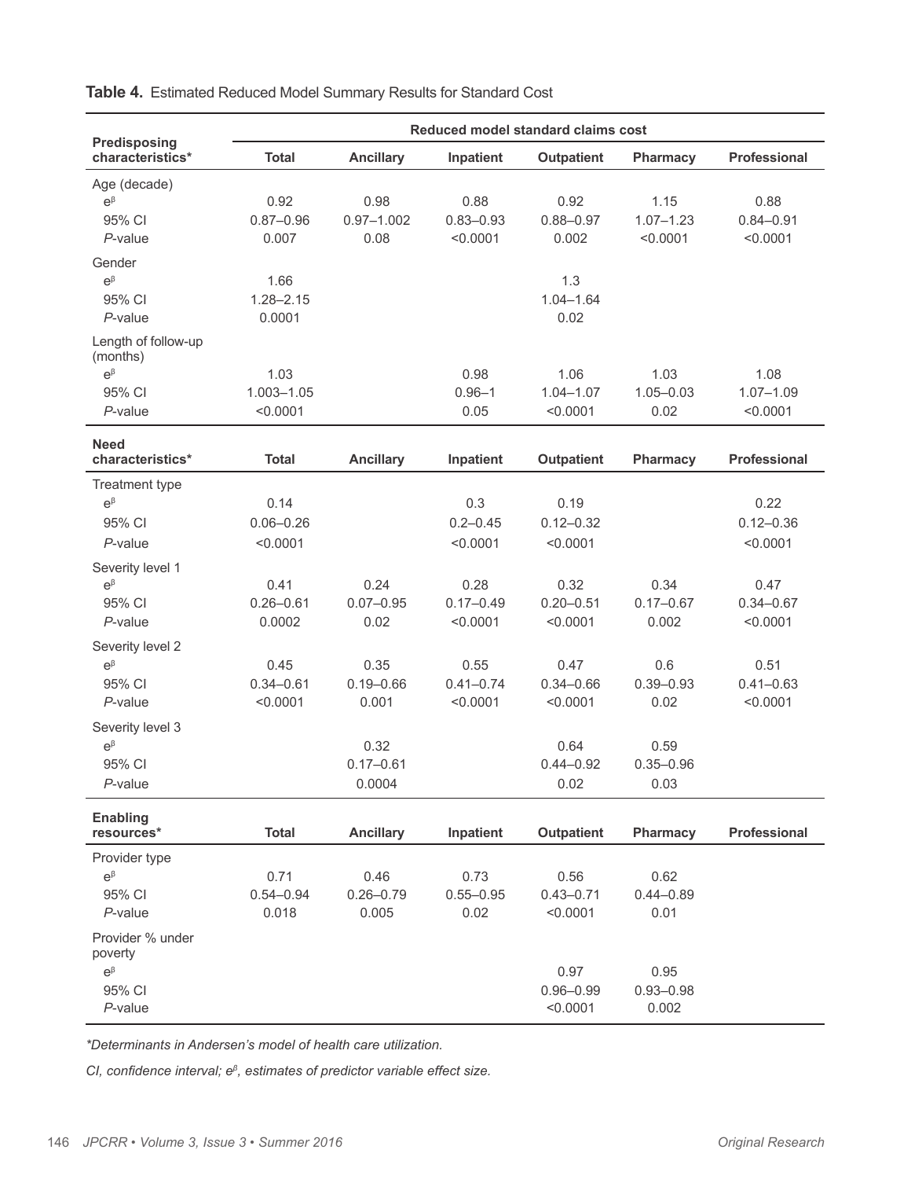**Table 4.** Estimated Reduced Model Summary Results for Standard Cost

| Predisposing characteristics* | Reduced model standard claims cost | | | | | |
|---|---|---|---|---|---|---|
| | Total | Ancillary | Inpatient | Outpatient | Pharmacy | Professional |
| Age (decade) | | | | | | |
| $e^{\beta}$ | 0.92 | 0.98 | 0.88 | 0.92 | 1.15 | 0.88 |
| 95% CI | 0.87–0.96 | 0.97–1.002 | 0.83–0.93 | 0.88–0.97 | 1.07–1.23 | 0.84–0.91 |
| *P*-value | 0.007 | 0.08 | <0.0001 | 0.002 | <0.0001 | <0.0001 |
| Gender | | | | | | |
| $e^{\beta}$ | 1.66 | | | 1.3 | | |
| 95% CI | 1.28–2.15 | | | 1.04–1.64 | | |
| *P*-value | 0.0001 | | | 0.02 | | |
| Length of follow-up (months) | | | | | | |
| $e^{\beta}$ | 1.03 | | 0.98 | 1.06 | 1.03 | 1.08 |
| 95% CI | 1.003–1.05 | | 0.96–1 | 1.04–1.07 | 1.05–0.03 | 1.07–1.09 |
| *P*-value | <0.0001 | | 0.05 | <0.0001 | 0.02 | <0.0001 |
| **Need characteristics*** | **Total** | **Ancillary** | **Inpatient** | **Outpatient** | **Pharmacy** | **Professional** |
| Treatment type | | | | | | |
| $e^{\beta}$ | 0.14 | | 0.3 | 0.19 | | 0.22 |
| 95% CI | 0.06–0.26 | | 0.2–0.45 | 0.12–0.32 | | 0.12–0.36 |
| *P*-value | <0.0001 | | <0.0001 | <0.0001 | | <0.0001 |
| Severity level 1 | | | | | | |
| $e^{\beta}$ | 0.41 | 0.24 | 0.28 | 0.32 | 0.34 | 0.47 |
| 95% CI | 0.26–0.61 | 0.07–0.95 | 0.17–0.49 | 0.20–0.51 | 0.17–0.67 | 0.34–0.67 |
| *P*-value | 0.0002 | 0.02 | <0.0001 | <0.0001 | 0.002 | <0.0001 |
| Severity level 2 | | | | | | |
| $e^{\beta}$ | 0.45 | 0.35 | 0.55 | 0.47 | 0.6 | 0.51 |
| 95% CI | 0.34–0.61 | 0.19–0.66 | 0.41–0.74 | 0.34–0.66 | 0.39–0.93 | 0.41–0.63 |
| *P*-value | <0.0001 | 0.001 | <0.0001 | <0.0001 | 0.02 | <0.0001 |
| Severity level 3 | | | | | | |
| $e^{\beta}$ | | 0.32 | | 0.64 | 0.59 | |
| 95% CI | | 0.17–0.61 | | 0.44–0.92 | 0.35–0.96 | |
| *P*-value | | 0.0004 | | 0.02 | 0.03 | |
| **Enabling resources*** | **Total** | **Ancillary** | **Inpatient** | **Outpatient** | **Pharmacy** | **Professional** |
| Provider type | | | | | | |
| $e^{\beta}$ | 0.71 | 0.46 | 0.73 | 0.56 | 0.62 | |
| 95% CI | 0.54–0.94 | 0.26–0.79 | 0.55–0.95 | 0.43–0.71 | 0.44–0.89 | |
| *P*-value | 0.018 | 0.005 | 0.02 | <0.0001 | 0.01 | |
| Provider % under poverty | | | | | | |
| $e^{\beta}$ | | | | 0.97 | 0.95 | |
| 95% CI | | | | 0.96–0.99 | 0.93–0.98 | |
| *P*-value | | | | <0.0001 | 0.002 | |

*\*Determinants in Andersen's model of health care utilization.*

*CI, confidence interval; $e^{\beta}$, estimates of predictor variable effect size.*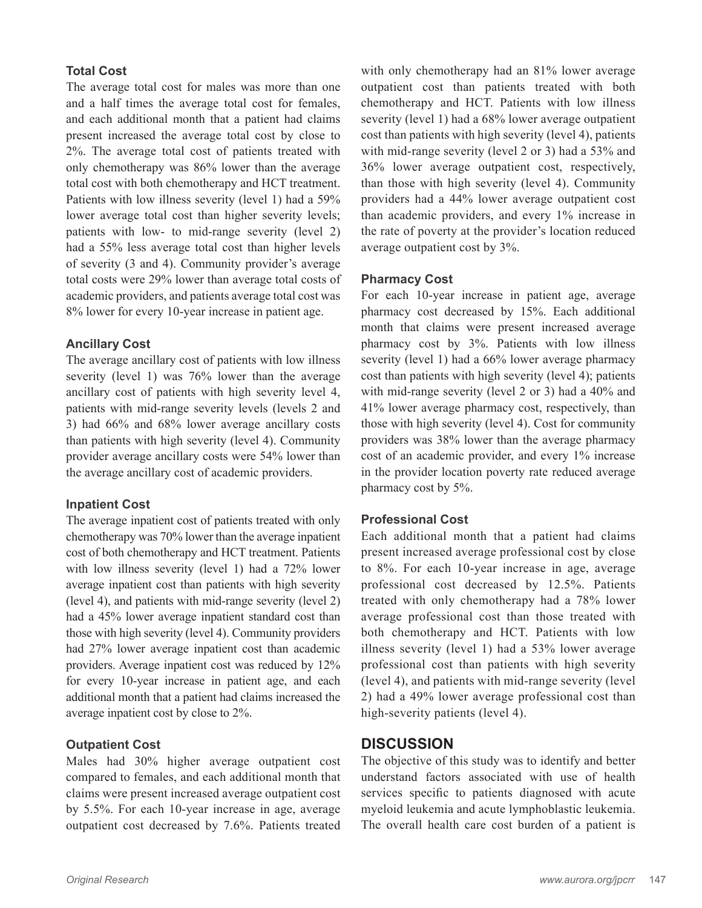### Total Cost

The average total cost for males was more than one and a half times the average total cost for females, and each additional month that a patient had claims present increased the average total cost by close to 2%. The average total cost of patients treated with only chemotherapy was 86% lower than the average total cost with both chemotherapy and HCT treatment. Patients with low illness severity (level 1) had a 59% lower average total cost than higher severity levels; patients with low- to mid-range severity (level 2) had a 55% less average total cost than higher levels of severity (3 and 4). Community provider's average total costs were 29% lower than average total costs of academic providers, and patients average total cost was 8% lower for every 10-year increase in patient age.

### Ancillary Cost

The average ancillary cost of patients with low illness severity (level 1) was 76% lower than the average ancillary cost of patients with high severity level 4, patients with mid-range severity levels (levels 2 and 3) had 66% and 68% lower average ancillary costs than patients with high severity (level 4). Community provider average ancillary costs were 54% lower than the average ancillary cost of academic providers.

### Inpatient Cost

The average inpatient cost of patients treated with only chemotherapy was 70% lower than the average inpatient cost of both chemotherapy and HCT treatment. Patients with low illness severity (level 1) had a 72% lower average inpatient cost than patients with high severity (level 4), and patients with mid-range severity (level 2) had a 45% lower average inpatient standard cost than those with high severity (level 4). Community providers had 27% lower average inpatient cost than academic providers. Average inpatient cost was reduced by 12% for every 10-year increase in patient age, and each additional month that a patient had claims increased the average inpatient cost by close to 2%.

### Outpatient Cost

Males had 30% higher average outpatient cost compared to females, and each additional month that claims were present increased average outpatient cost by 5.5%. For each 10-year increase in age, average outpatient cost decreased by 7.6%. Patients treated with only chemotherapy had an 81% lower average outpatient cost than patients treated with both chemotherapy and HCT. Patients with low illness severity (level 1) had a 68% lower average outpatient cost than patients with high severity (level 4), patients with mid-range severity (level 2 or 3) had a 53% and 36% lower average outpatient cost, respectively, than those with high severity (level 4). Community providers had a 44% lower average outpatient cost than academic providers, and every 1% increase in the rate of poverty at the provider's location reduced average outpatient cost by 3%.

### Pharmacy Cost

For each 10-year increase in patient age, average pharmacy cost decreased by 15%. Each additional month that claims were present increased average pharmacy cost by 3%. Patients with low illness severity (level 1) had a 66% lower average pharmacy cost than patients with high severity (level 4); patients with mid-range severity (level 2 or 3) had a 40% and 41% lower average pharmacy cost, respectively, than those with high severity (level 4). Cost for community providers was 38% lower than the average pharmacy cost of an academic provider, and every 1% increase in the provider location poverty rate reduced average pharmacy cost by 5%.

### Professional Cost

Each additional month that a patient had claims present increased average professional cost by close to 8%. For each 10-year increase in age, average professional cost decreased by 12.5%. Patients treated with only chemotherapy had a 78% lower average professional cost than those treated with both chemotherapy and HCT. Patients with low illness severity (level 1) had a 53% lower average professional cost than patients with high severity (level 4), and patients with mid-range severity (level 2) had a 49% lower average professional cost than high-severity patients (level 4).

## DISCUSSION

The objective of this study was to identify and better understand factors associated with use of health services specific to patients diagnosed with acute myeloid leukemia and acute lymphoblastic leukemia. The overall health care cost burden of a patient is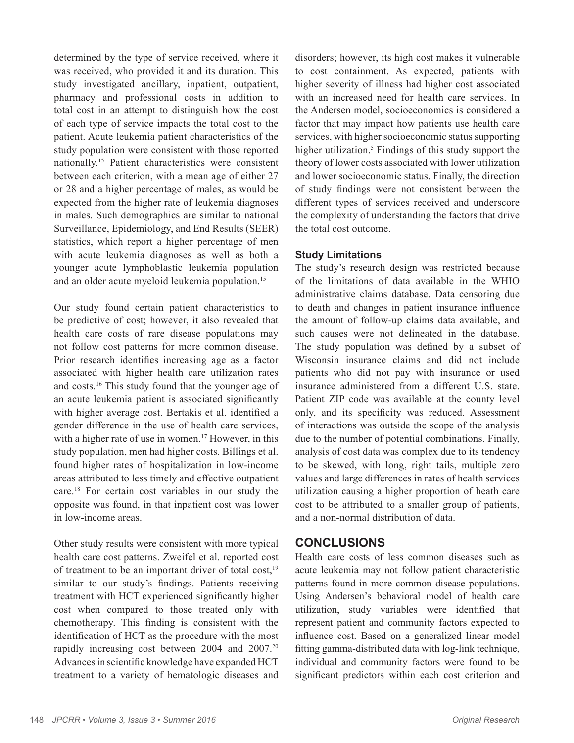determined by the type of service received, where it was received, who provided it and its duration. This study investigated ancillary, inpatient, outpatient, pharmacy and professional costs in addition to total cost in an attempt to distinguish how the cost of each type of service impacts the total cost to the patient. Acute leukemia patient characteristics of the study population were consistent with those reported nationally.[15] Patient characteristics were consistent between each criterion, with a mean age of either 27 or 28 and a higher percentage of males, as would be expected from the higher rate of leukemia diagnoses in males. Such demographics are similar to national Surveillance, Epidemiology, and End Results (SEER) statistics, which report a higher percentage of men with acute leukemia diagnoses as well as both a younger acute lymphoblastic leukemia population and an older acute myeloid leukemia population.[15]

Our study found certain patient characteristics to be predictive of cost; however, it also revealed that health care costs of rare disease populations may not follow cost patterns for more common disease. Prior research identifies increasing age as a factor associated with higher health care utilization rates and costs.[16] This study found that the younger age of an acute leukemia patient is associated significantly with higher average cost. Bertakis et al. identified a gender difference in the use of health care services, with a higher rate of use in women.[17] However, in this study population, men had higher costs. Billings et al. found higher rates of hospitalization in low-income areas attributed to less timely and effective outpatient care.[18] For certain cost variables in our study the opposite was found, in that inpatient cost was lower in low-income areas.

Other study results were consistent with more typical health care cost patterns. Zweifel et al. reported cost of treatment to be an important driver of total cost,[19] similar to our study's findings. Patients receiving treatment with HCT experienced significantly higher cost when compared to those treated only with chemotherapy. This finding is consistent with the identification of HCT as the procedure with the most rapidly increasing cost between 2004 and 2007.[20] Advances in scientific knowledge have expanded HCT treatment to a variety of hematologic diseases and disorders; however, its high cost makes it vulnerable to cost containment. As expected, patients with higher severity of illness had higher cost associated with an increased need for health care services. In the Andersen model, socioeconomics is considered a factor that may impact how patients use health care services, with higher socioeconomic status supporting higher utilization.[5] Findings of this study support the theory of lower costs associated with lower utilization and lower socioeconomic status. Finally, the direction of study findings were not consistent between the different types of services received and underscore the complexity of understanding the factors that drive the total cost outcome.

### Study Limitations

The study's research design was restricted because of the limitations of data available in the WHIO administrative claims database. Data censoring due to death and changes in patient insurance influence the amount of follow-up claims data available, and such causes were not delineated in the database. The study population was defined by a subset of Wisconsin insurance claims and did not include patients who did not pay with insurance or used insurance administered from a different U.S. state. Patient ZIP code was available at the county level only, and its specificity was reduced. Assessment of interactions was outside the scope of the analysis due to the number of potential combinations. Finally, analysis of cost data was complex due to its tendency to be skewed, with long, right tails, multiple zero values and large differences in rates of health services utilization causing a higher proportion of heath care cost to be attributed to a smaller group of patients, and a non-normal distribution of data.

## CONCLUSIONS

Health care costs of less common diseases such as acute leukemia may not follow patient characteristic patterns found in more common disease populations. Using Andersen's behavioral model of health care utilization, study variables were identified that represent patient and community factors expected to influence cost. Based on a generalized linear model fitting gamma-distributed data with log-link technique, individual and community factors were found to be significant predictors within each cost criterion and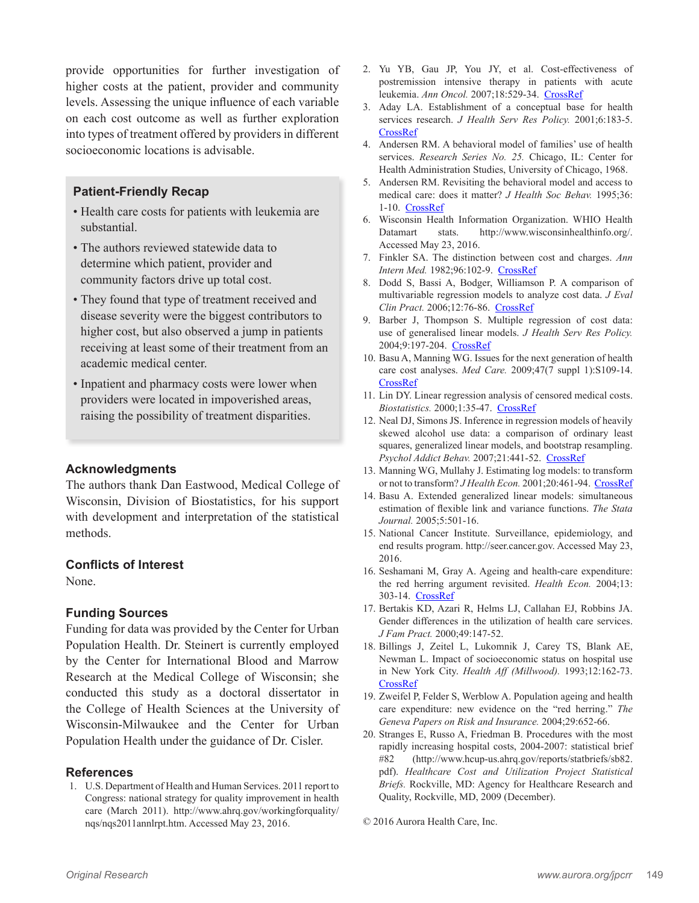provide opportunities for further investigation of higher costs at the patient, provider and community levels. Assessing the unique influence of each variable on each cost outcome as well as further exploration into types of treatment offered by providers in different socioeconomic locations is advisable.

### Patient-Friendly Recap

- Health care costs for patients with leukemia are substantial.
- The authors reviewed statewide data to determine which patient, provider and community factors drive up total cost.
- They found that type of treatment received and disease severity were the biggest contributors to higher cost, but also observed a jump in patients receiving at least some of their treatment from an academic medical center.
- Inpatient and pharmacy costs were lower when providers were located in impoverished areas, raising the possibility of treatment disparities.

## Acknowledgments

The authors thank Dan Eastwood, Medical College of Wisconsin, Division of Biostatistics, for his support with development and interpretation of the statistical methods.

## Conflicts of Interest

None.

## Funding Sources

Funding for data was provided by the Center for Urban Population Health. Dr. Steinert is currently employed by the Center for International Blood and Marrow Research at the Medical College of Wisconsin; she conducted this study as a doctoral dissertator in the College of Health Sciences at the University of Wisconsin-Milwaukee and the Center for Urban Population Health under the guidance of Dr. Cisler.

## References

1. U.S. Department of Health and Human Services. 2011 report to Congress: national strategy for quality improvement in health care (March 2011). http://www.ahrq.gov/workingforquality/nqs/nqs2011annlrpt.htm. Accessed May 23, 2016.
2. Yu YB, Gau JP, You JY, et al. Cost-effectiveness of postremission intensive therapy in patients with acute leukemia. *Ann Oncol.* 2007;18:529-34. CrossRef
3. Aday LA. Establishment of a conceptual base for health services research. *J Health Serv Res Policy.* 2001;6:183-5. CrossRef
4. Andersen RM. A behavioral model of families' use of health services. *Research Series No. 25.* Chicago, IL: Center for Health Administration Studies, University of Chicago, 1968.
5. Andersen RM. Revisiting the behavioral model and access to medical care: does it matter? *J Health Soc Behav.* 1995;36: 1-10. CrossRef
6. Wisconsin Health Information Organization. WHIO Health Datamart stats. http://www.wisconsinhealthinfo.org/. Accessed May 23, 2016.
7. Finkler SA. The distinction between cost and charges. *Ann Intern Med.* 1982;96:102-9. CrossRef
8. Dodd S, Bassi A, Bodger, Williamson P. A comparison of multivariable regression models to analyze cost data. *J Eval Clin Pract.* 2006;12:76-86. CrossRef
9. Barber J, Thompson S. Multiple regression of cost data: use of generalised linear models. *J Health Serv Res Policy.* 2004;9:197-204. CrossRef
10. Basu A, Manning WG. Issues for the next generation of health care cost analyses. *Med Care.* 2009;47(7 suppl 1):S109-14. CrossRef
11. Lin DY. Linear regression analysis of censored medical costs. *Biostatistics.* 2000;1:35-47. CrossRef
12. Neal DJ, Simons JS. Inference in regression models of heavily skewed alcohol use data: a comparison of ordinary least squares, generalized linear models, and bootstrap resampling. *Psychol Addict Behav.* 2007;21:441-52. CrossRef
13. Manning WG, Mullahy J. Estimating log models: to transform or not to transform? *J Health Econ.* 2001;20:461-94. CrossRef
14. Basu A. Extended generalized linear models: simultaneous estimation of flexible link and variance functions. *The Stata Journal.* 2005;5:501-16.
15. National Cancer Institute. Surveillance, epidemiology, and end results program. http://seer.cancer.gov. Accessed May 23, 2016.
16. Seshamani M, Gray A. Ageing and health-care expenditure: the red herring argument revisited. *Health Econ.* 2004;13: 303-14. CrossRef
17. Bertakis KD, Azari R, Helms LJ, Callahan EJ, Robbins JA. Gender differences in the utilization of health care services. *J Fam Pract.* 2000;49:147-52.
18. Billings J, Zeitel L, Lukomnik J, Carey TS, Blank AE, Newman L. Impact of socioeconomic status on hospital use in New York City. *Health Aff (Millwood).* 1993;12:162-73. CrossRef
19. Zweifel P, Felder S, Werblow A. Population ageing and health care expenditure: new evidence on the "red herring." *The Geneva Papers on Risk and Insurance.* 2004;29:652-66.
20. Stranges E, Russo A, Friedman B. Procedures with the most rapidly increasing hospital costs, 2004-2007: statistical brief #82 (http://www.hcup-us.ahrq.gov/reports/statbriefs/sb82.pdf). *Healthcare Cost and Utilization Project Statistical Briefs.* Rockville, MD: Agency for Healthcare Research and Quality, Rockville, MD, 2009 (December).

© 2016 Aurora Health Care, Inc.